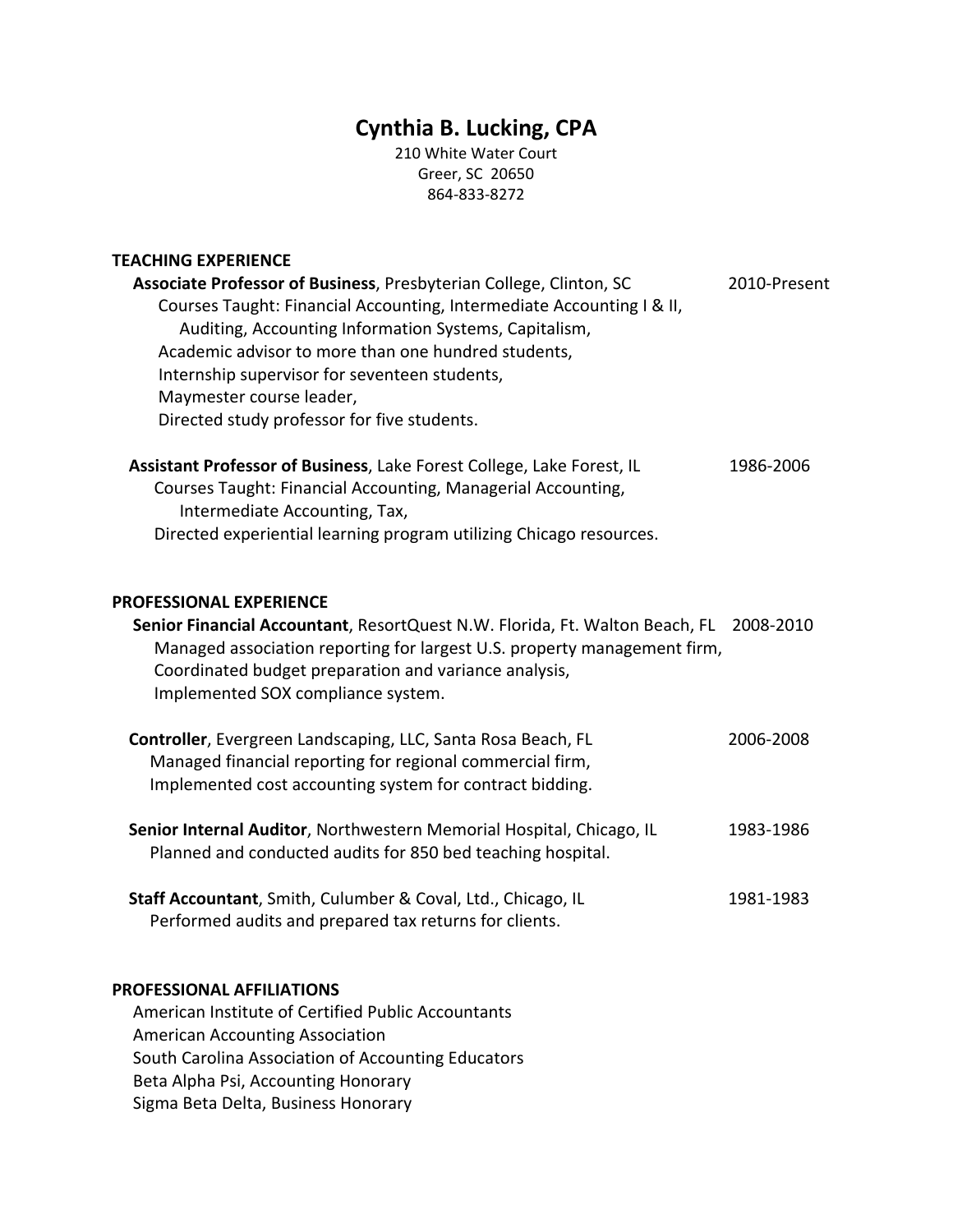# Cynthia B. Lucking, CPA

210 White Water Court
Greer, SC 20650
864-833-8272

## TEACHING EXPERIENCE

**Associate Professor of Business**, Presbyterian College, Clinton, SC — 2010-Present

Courses Taught: Financial Accounting, Intermediate Accounting I & II, Auditing, Accounting Information Systems, Capitalism,
Academic advisor to more than one hundred students,
Internship supervisor for seventeen students,
Maymester course leader,
Directed study professor for five students.

**Assistant Professor of Business**, Lake Forest College, Lake Forest, IL — 1986-2006

Courses Taught: Financial Accounting, Managerial Accounting, Intermediate Accounting, Tax,
Directed experiential learning program utilizing Chicago resources.

## PROFESSIONAL EXPERIENCE

**Senior Financial Accountant**, ResortQuest N.W. Florida, Ft. Walton Beach, FL — 2008-2010

Managed association reporting for largest U.S. property management firm,
Coordinated budget preparation and variance analysis,
Implemented SOX compliance system.

**Controller**, Evergreen Landscaping, LLC, Santa Rosa Beach, FL — 2006-2008

Managed financial reporting for regional commercial firm,
Implemented cost accounting system for contract bidding.

**Senior Internal Auditor**, Northwestern Memorial Hospital, Chicago, IL — 1983-1986

Planned and conducted audits for 850 bed teaching hospital.

**Staff Accountant**, Smith, Culumber & Coval, Ltd., Chicago, IL — 1981-1983

Performed audits and prepared tax returns for clients.

## PROFESSIONAL AFFILIATIONS

American Institute of Certified Public Accountants
American Accounting Association
South Carolina Association of Accounting Educators
Beta Alpha Psi, Accounting Honorary
Sigma Beta Delta, Business Honorary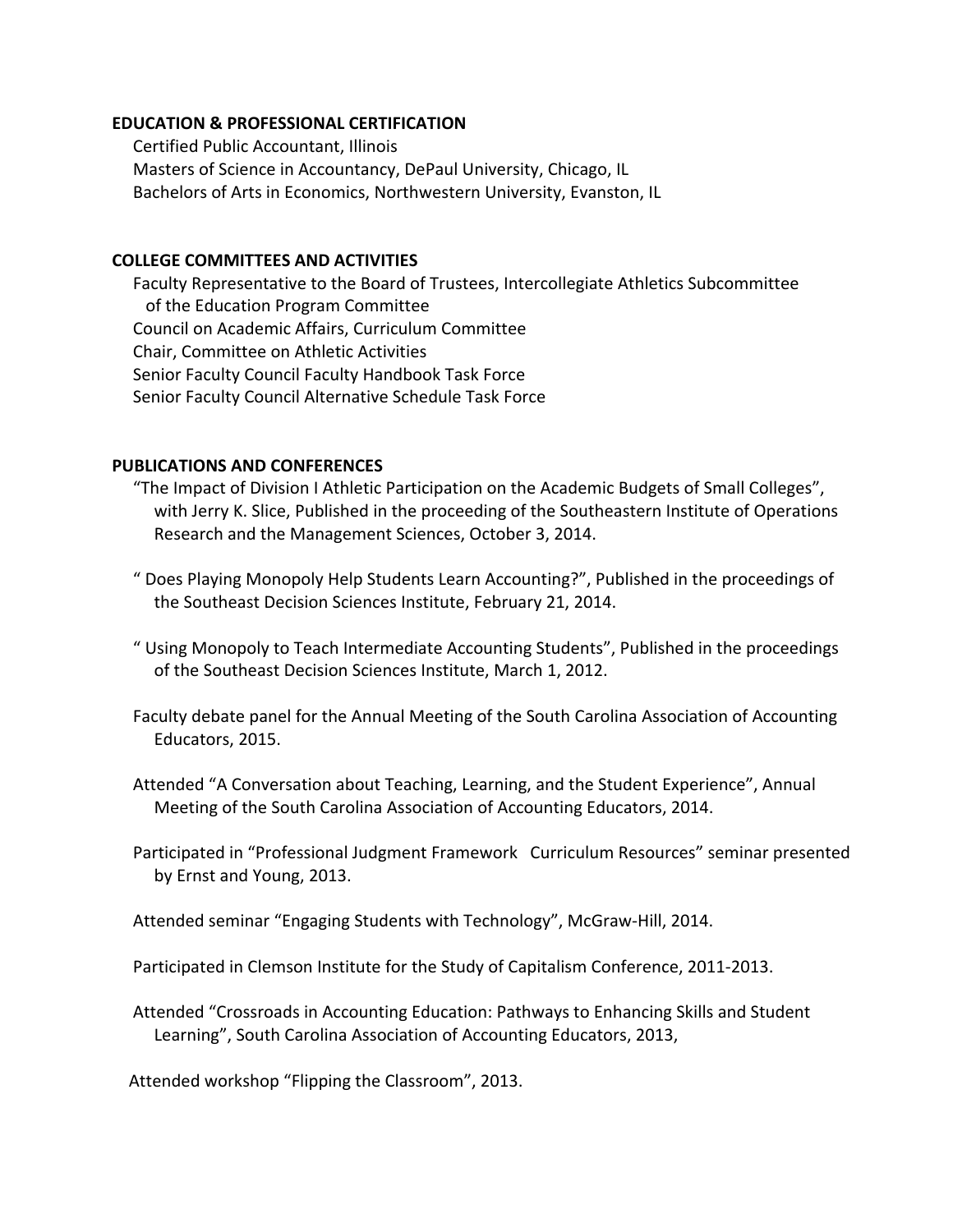## EDUCATION & PROFESSIONAL CERTIFICATION

Certified Public Accountant, Illinois
Masters of Science in Accountancy, DePaul University, Chicago, IL
Bachelors of Arts in Economics, Northwestern University, Evanston, IL

## COLLEGE COMMITTEES AND ACTIVITIES

Faculty Representative to the Board of Trustees, Intercollegiate Athletics Subcommittee of the Education Program Committee
Council on Academic Affairs, Curriculum Committee
Chair, Committee on Athletic Activities
Senior Faculty Council Faculty Handbook Task Force
Senior Faculty Council Alternative Schedule Task Force

## PUBLICATIONS AND CONFERENCES

"The Impact of Division I Athletic Participation on the Academic Budgets of Small Colleges", with Jerry K. Slice, Published in the proceeding of the Southeastern Institute of Operations Research and the Management Sciences, October 3, 2014.

" Does Playing Monopoly Help Students Learn Accounting?", Published in the proceedings of the Southeast Decision Sciences Institute, February 21, 2014.

" Using Monopoly to Teach Intermediate Accounting Students", Published in the proceedings of the Southeast Decision Sciences Institute, March 1, 2012.

Faculty debate panel for the Annual Meeting of the South Carolina Association of Accounting Educators, 2015.

Attended "A Conversation about Teaching, Learning, and the Student Experience", Annual Meeting of the South Carolina Association of Accounting Educators, 2014.

Participated in "Professional Judgment Framework Curriculum Resources" seminar presented by Ernst and Young, 2013.

Attended seminar "Engaging Students with Technology", McGraw-Hill, 2014.

Participated in Clemson Institute for the Study of Capitalism Conference, 2011-2013.

Attended "Crossroads in Accounting Education: Pathways to Enhancing Skills and Student Learning", South Carolina Association of Accounting Educators, 2013,

Attended workshop "Flipping the Classroom", 2013.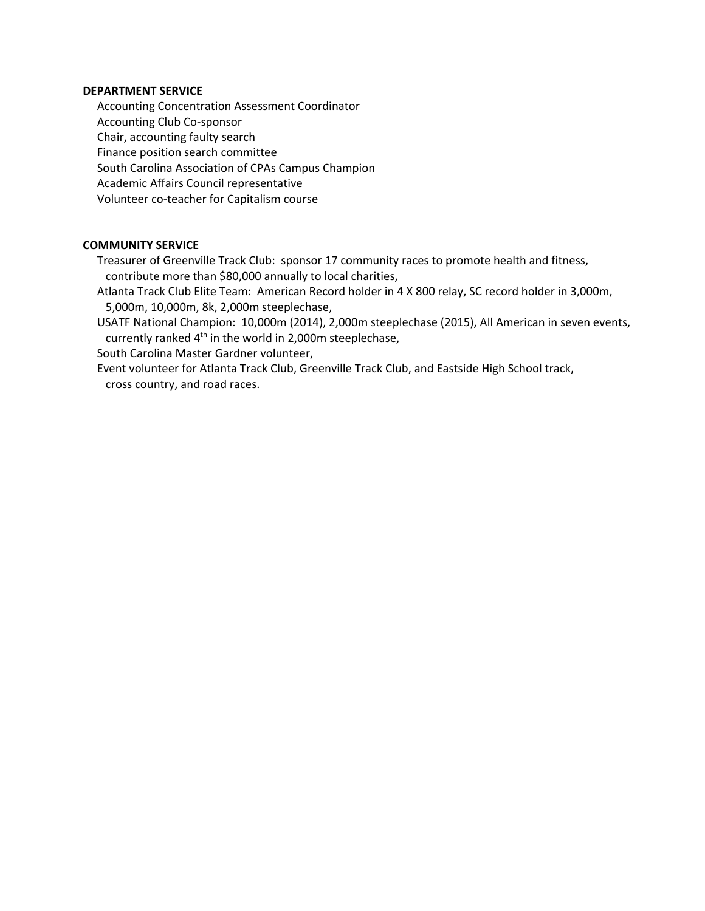**DEPARTMENT SERVICE**

Accounting Concentration Assessment Coordinator
Accounting Club Co-sponsor
Chair, accounting faulty search
Finance position search committee
South Carolina Association of CPAs Campus Champion
Academic Affairs Council representative
Volunteer co-teacher for Capitalism course

**COMMUNITY SERVICE**

Treasurer of Greenville Track Club: sponsor 17 community races to promote health and fitness, contribute more than $80,000 annually to local charities,
Atlanta Track Club Elite Team: American Record holder in 4 X 800 relay, SC record holder in 3,000m, 5,000m, 10,000m, 8k, 2,000m steeplechase,
USATF National Champion: 10,000m (2014), 2,000m steeplechase (2015), All American in seven events, currently ranked 4th in the world in 2,000m steeplechase,
South Carolina Master Gardner volunteer,
Event volunteer for Atlanta Track Club, Greenville Track Club, and Eastside High School track, cross country, and road races.